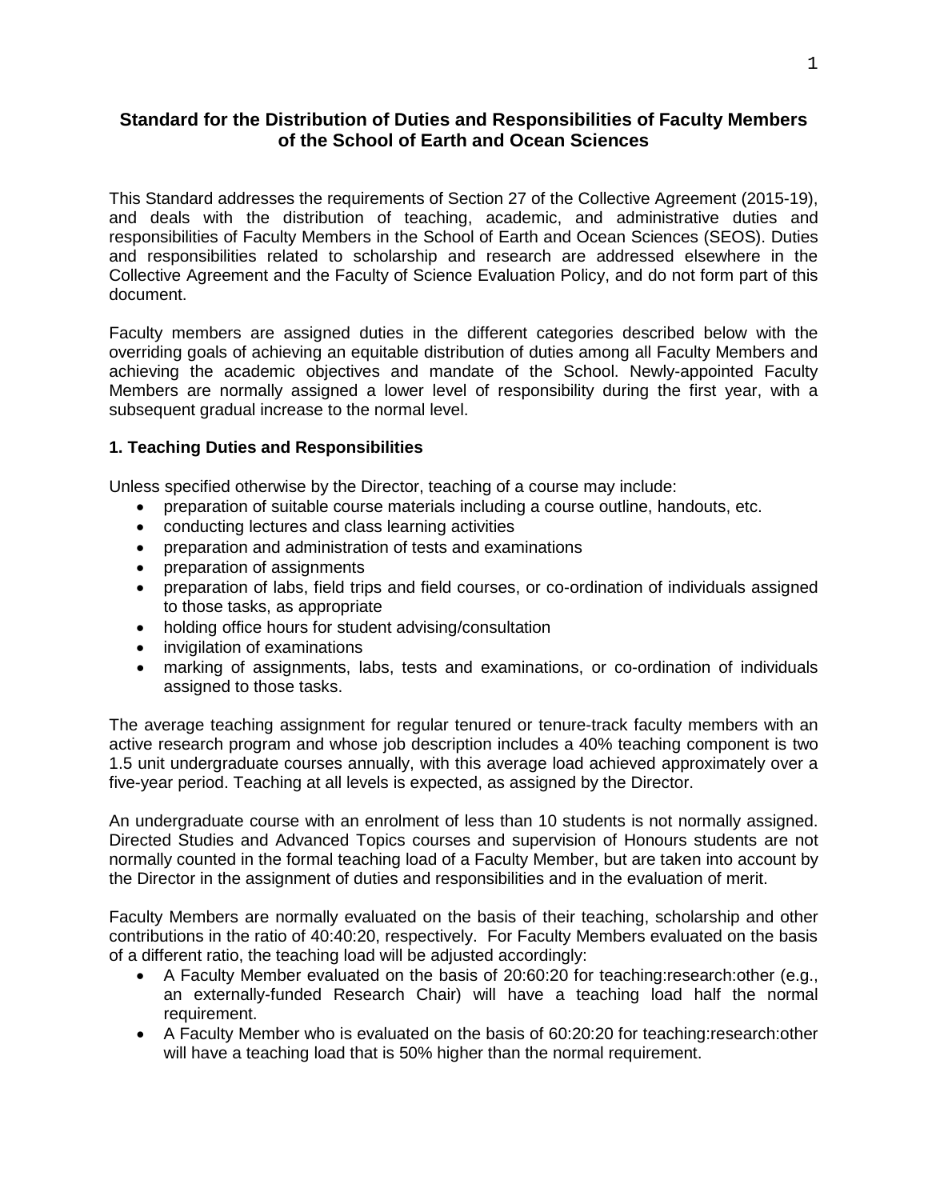# Standard for the Distribution of Duties and Responsibilities of Faculty Members of the School of Earth and Ocean Sciences

This Standard addresses the requirements of Section 27 of the Collective Agreement (2015-19), and deals with the distribution of teaching, academic, and administrative duties and responsibilities of Faculty Members in the School of Earth and Ocean Sciences (SEOS). Duties and responsibilities related to scholarship and research are addressed elsewhere in the Collective Agreement and the Faculty of Science Evaluation Policy, and do not form part of this document.

Faculty members are assigned duties in the different categories described below with the overriding goals of achieving an equitable distribution of duties among all Faculty Members and achieving the academic objectives and mandate of the School. Newly-appointed Faculty Members are normally assigned a lower level of responsibility during the first year, with a subsequent gradual increase to the normal level.

## 1. Teaching Duties and Responsibilities

Unless specified otherwise by the Director, teaching of a course may include:

- preparation of suitable course materials including a course outline, handouts, etc.
- conducting lectures and class learning activities
- preparation and administration of tests and examinations
- preparation of assignments
- preparation of labs, field trips and field courses, or co-ordination of individuals assigned to those tasks, as appropriate
- holding office hours for student advising/consultation
- invigilation of examinations
- marking of assignments, labs, tests and examinations, or co-ordination of individuals assigned to those tasks.

The average teaching assignment for regular tenured or tenure-track faculty members with an active research program and whose job description includes a 40% teaching component is two 1.5 unit undergraduate courses annually, with this average load achieved approximately over a five-year period. Teaching at all levels is expected, as assigned by the Director.

An undergraduate course with an enrolment of less than 10 students is not normally assigned. Directed Studies and Advanced Topics courses and supervision of Honours students are not normally counted in the formal teaching load of a Faculty Member, but are taken into account by the Director in the assignment of duties and responsibilities and in the evaluation of merit.

Faculty Members are normally evaluated on the basis of their teaching, scholarship and other contributions in the ratio of 40:40:20, respectively. For Faculty Members evaluated on the basis of a different ratio, the teaching load will be adjusted accordingly:

- A Faculty Member evaluated on the basis of 20:60:20 for teaching:research:other (e.g., an externally-funded Research Chair) will have a teaching load half the normal requirement.
- A Faculty Member who is evaluated on the basis of 60:20:20 for teaching:research:other will have a teaching load that is 50% higher than the normal requirement.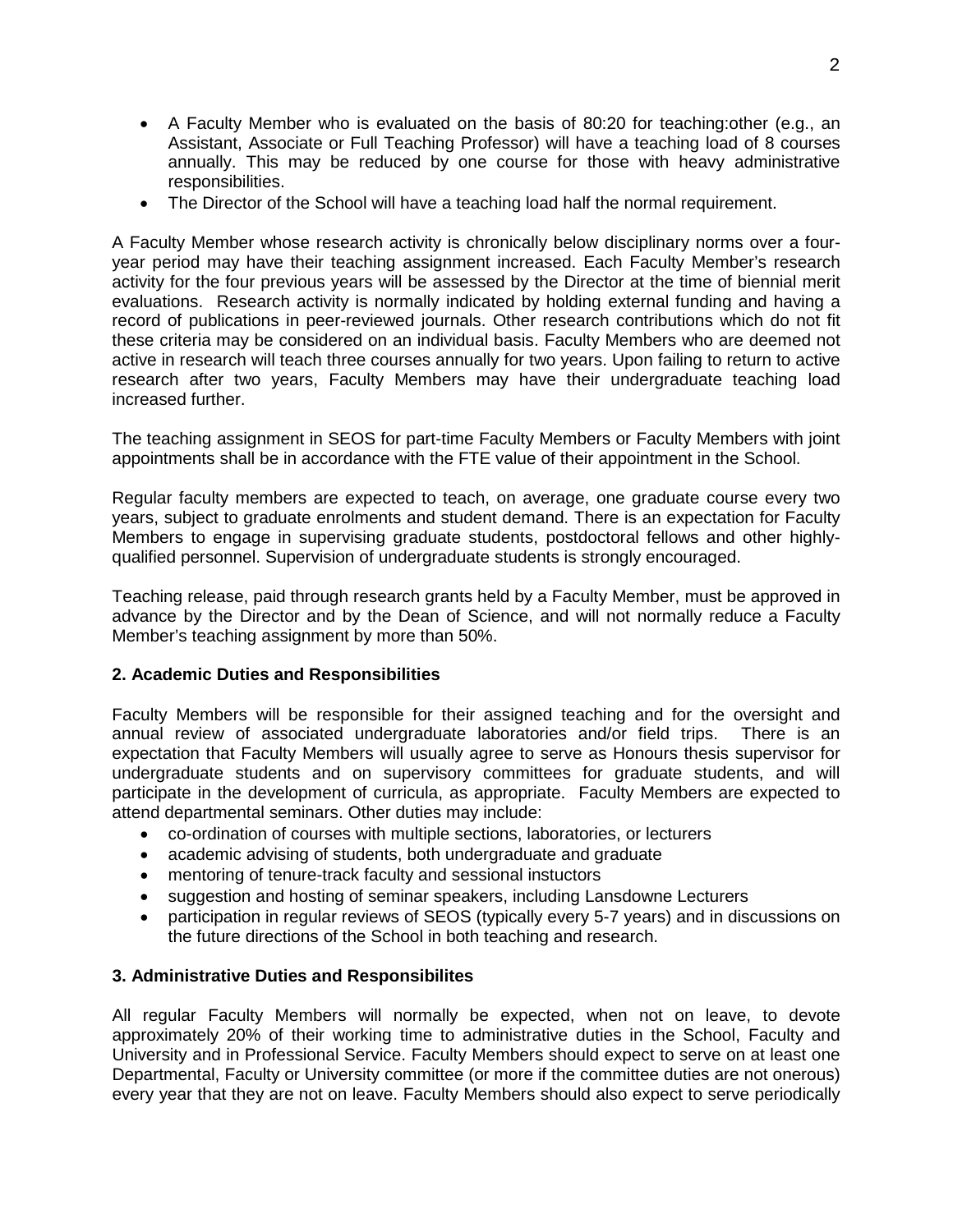- A Faculty Member who is evaluated on the basis of 80:20 for teaching:other (e.g., an Assistant, Associate or Full Teaching Professor) will have a teaching load of 8 courses annually. This may be reduced by one course for those with heavy administrative responsibilities.
- The Director of the School will have a teaching load half the normal requirement.

A Faculty Member whose research activity is chronically below disciplinary norms over a four-year period may have their teaching assignment increased. Each Faculty Member's research activity for the four previous years will be assessed by the Director at the time of biennial merit evaluations. Research activity is normally indicated by holding external funding and having a record of publications in peer-reviewed journals. Other research contributions which do not fit these criteria may be considered on an individual basis. Faculty Members who are deemed not active in research will teach three courses annually for two years. Upon failing to return to active research after two years, Faculty Members may have their undergraduate teaching load increased further.

The teaching assignment in SEOS for part-time Faculty Members or Faculty Members with joint appointments shall be in accordance with the FTE value of their appointment in the School.

Regular faculty members are expected to teach, on average, one graduate course every two years, subject to graduate enrolments and student demand. There is an expectation for Faculty Members to engage in supervising graduate students, postdoctoral fellows and other highly-qualified personnel. Supervision of undergraduate students is strongly encouraged.

Teaching release, paid through research grants held by a Faculty Member, must be approved in advance by the Director and by the Dean of Science, and will not normally reduce a Faculty Member's teaching assignment by more than 50%.

**2. Academic Duties and Responsibilities**

Faculty Members will be responsible for their assigned teaching and for the oversight and annual review of associated undergraduate laboratories and/or field trips. There is an expectation that Faculty Members will usually agree to serve as Honours thesis supervisor for undergraduate students and on supervisory committees for graduate students, and will participate in the development of curricula, as appropriate. Faculty Members are expected to attend departmental seminars. Other duties may include:

- co-ordination of courses with multiple sections, laboratories, or lecturers
- academic advising of students, both undergraduate and graduate
- mentoring of tenure-track faculty and sessional instuctors
- suggestion and hosting of seminar speakers, including Lansdowne Lecturers
- participation in regular reviews of SEOS (typically every 5-7 years) and in discussions on the future directions of the School in both teaching and research.

**3. Administrative Duties and Responsibilites**

All regular Faculty Members will normally be expected, when not on leave, to devote approximately 20% of their working time to administrative duties in the School, Faculty and University and in Professional Service. Faculty Members should expect to serve on at least one Departmental, Faculty or University committee (or more if the committee duties are not onerous) every year that they are not on leave. Faculty Members should also expect to serve periodically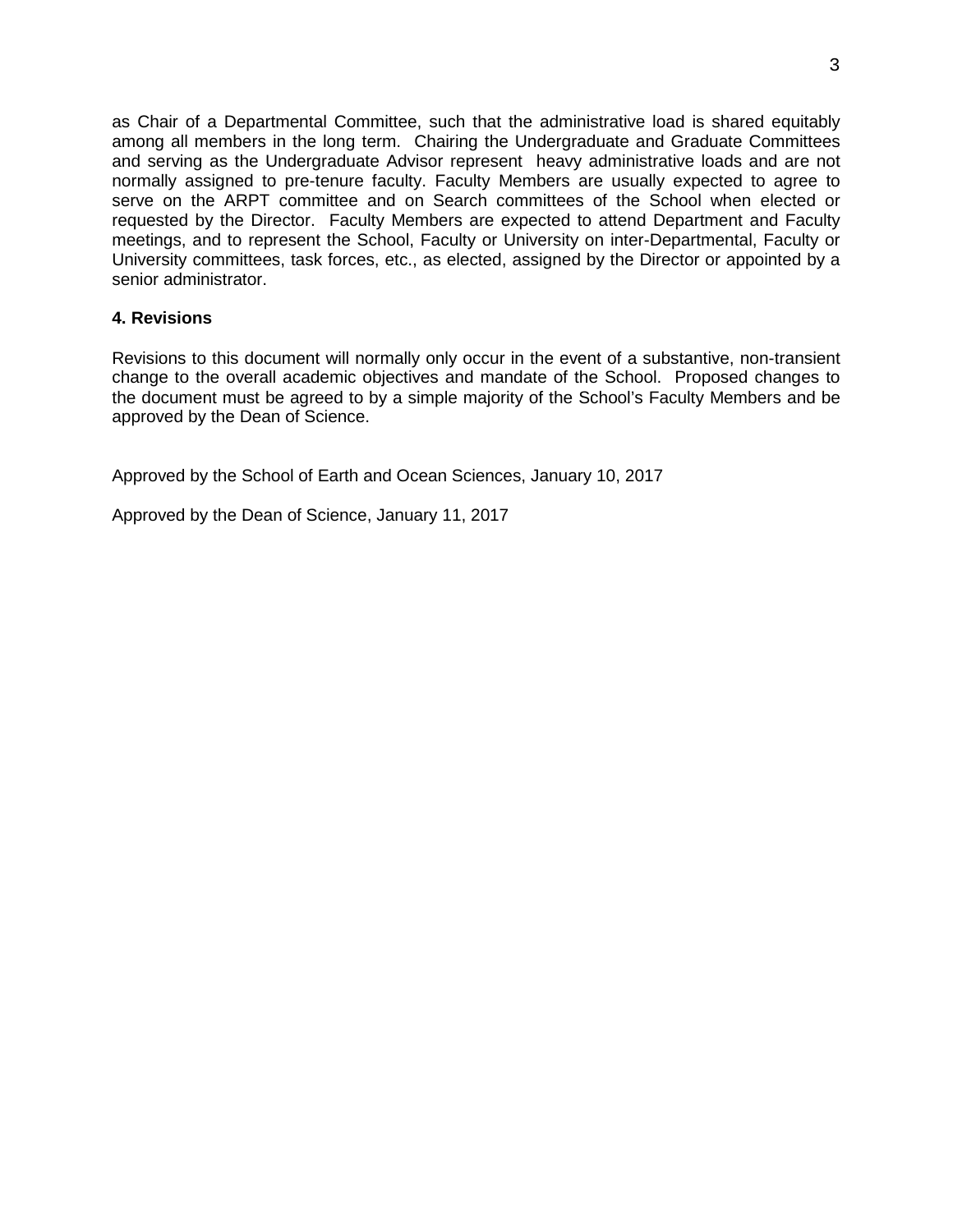as Chair of a Departmental Committee, such that the administrative load is shared equitably among all members in the long term. Chairing the Undergraduate and Graduate Committees and serving as the Undergraduate Advisor represent heavy administrative loads and are not normally assigned to pre-tenure faculty. Faculty Members are usually expected to agree to serve on the ARPT committee and on Search committees of the School when elected or requested by the Director. Faculty Members are expected to attend Department and Faculty meetings, and to represent the School, Faculty or University on inter-Departmental, Faculty or University committees, task forces, etc., as elected, assigned by the Director or appointed by a senior administrator.

**4. Revisions**

Revisions to this document will normally only occur in the event of a substantive, non-transient change to the overall academic objectives and mandate of the School. Proposed changes to the document must be agreed to by a simple majority of the School's Faculty Members and be approved by the Dean of Science.

Approved by the School of Earth and Ocean Sciences, January 10, 2017

Approved by the Dean of Science, January 11, 2017